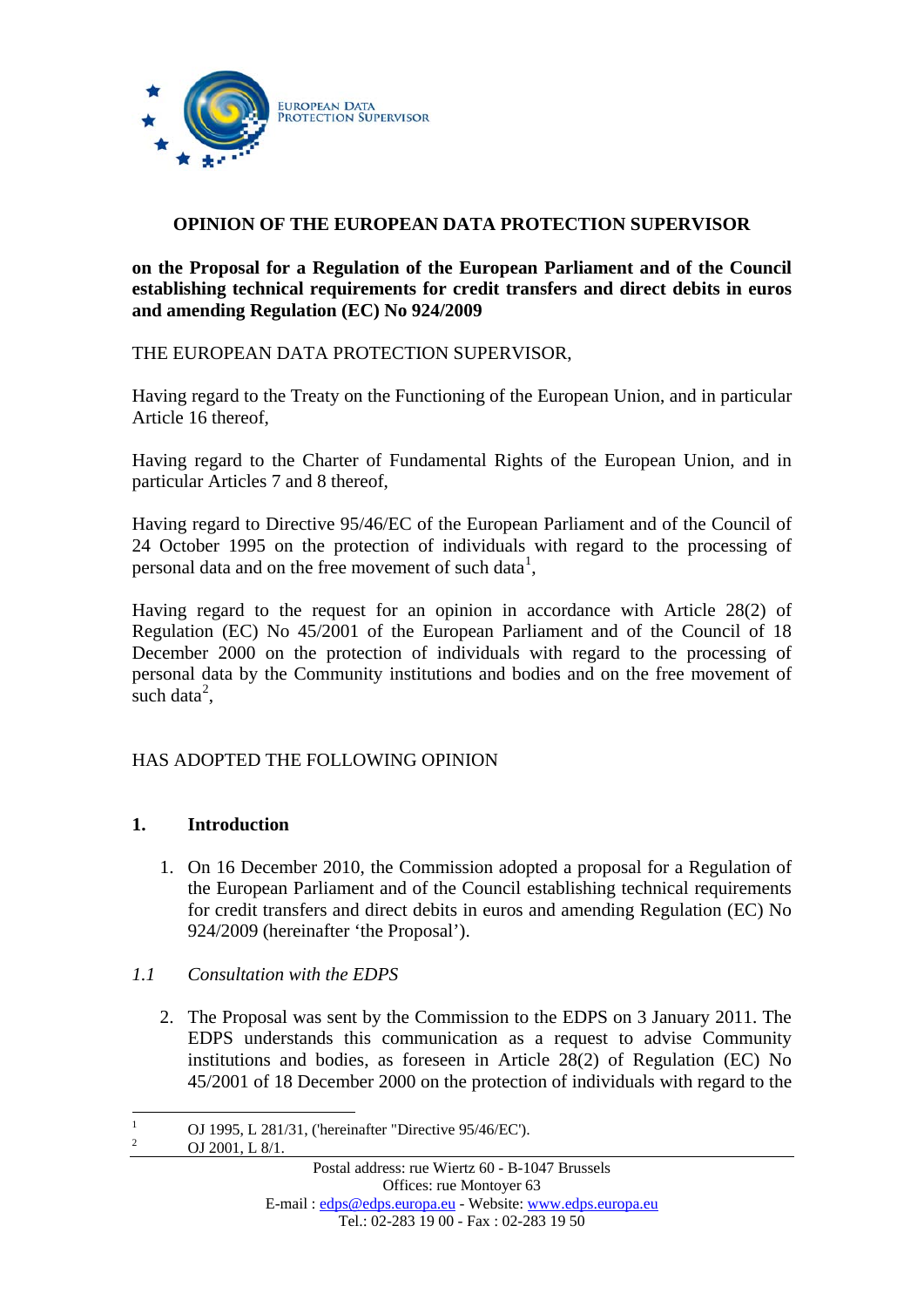EUROPEAN DATA PROTECTION SUPERVISOR

# OPINION OF THE EUROPEAN DATA PROTECTION SUPERVISOR

**on the Proposal for a Regulation of the European Parliament and of the Council establishing technical requirements for credit transfers and direct debits in euros and amending Regulation (EC) No 924/2009**

THE EUROPEAN DATA PROTECTION SUPERVISOR,

Having regard to the Treaty on the Functioning of the European Union, and in particular Article 16 thereof,

Having regard to the Charter of Fundamental Rights of the European Union, and in particular Articles 7 and 8 thereof,

Having regard to Directive 95/46/EC of the European Parliament and of the Council of 24 October 1995 on the protection of individuals with regard to the processing of personal data and on the free movement of such data[1],

Having regard to the request for an opinion in accordance with Article 28(2) of Regulation (EC) No 45/2001 of the European Parliament and of the Council of 18 December 2000 on the protection of individuals with regard to the processing of personal data by the Community institutions and bodies and on the free movement of such data[2],

HAS ADOPTED THE FOLLOWING OPINION

## 1. Introduction

1. On 16 December 2010, the Commission adopted a proposal for a Regulation of the European Parliament and of the Council establishing technical requirements for credit transfers and direct debits in euros and amending Regulation (EC) No 924/2009 (hereinafter 'the Proposal').

### *1.1 Consultation with the EDPS*

2. The Proposal was sent by the Commission to the EDPS on 3 January 2011. The EDPS understands this communication as a request to advise Community institutions and bodies, as foreseen in Article 28(2) of Regulation (EC) No 45/2001 of 18 December 2000 on the protection of individuals with regard to the

[1] OJ 1995, L 281/31, ('hereinafter "Directive 95/46/EC').

[2] OJ 2001, L 8/1.

Postal address: rue Wiertz 60 - B-1047 Brussels
Offices: rue Montoyer 63
E-mail : edps@edps.europa.eu - Website: www.edps.europa.eu
Tel.: 02-283 19 00 - Fax : 02-283 19 50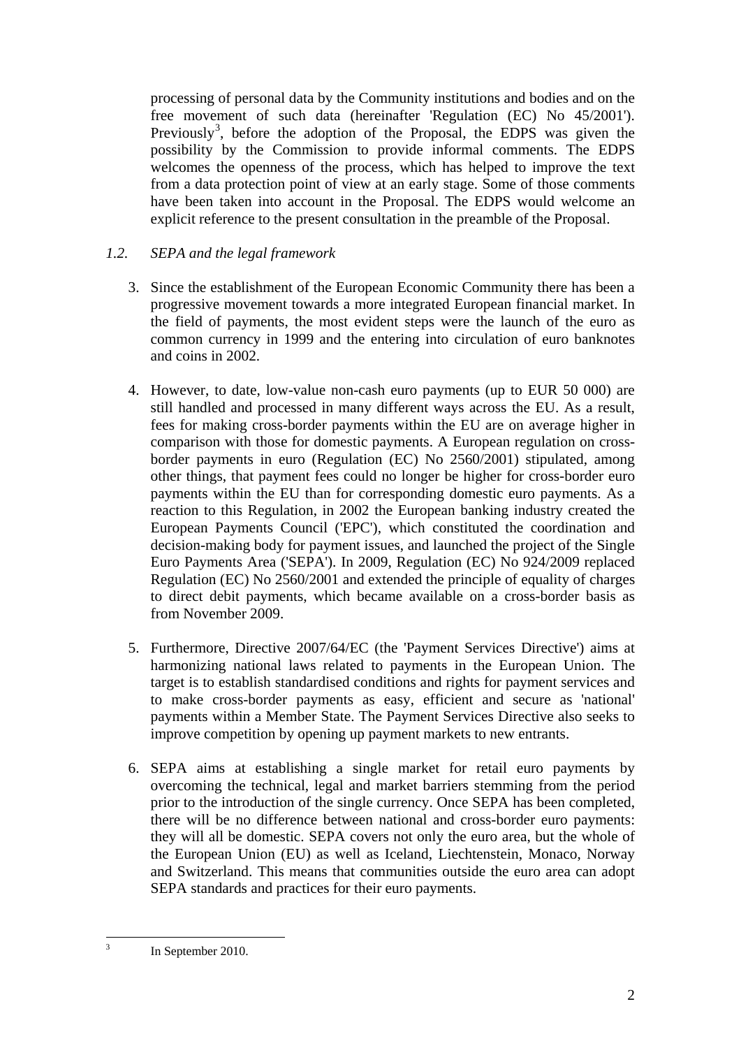processing of personal data by the Community institutions and bodies and on the free movement of such data (hereinafter 'Regulation (EC) No 45/2001'). Previously[3], before the adoption of the Proposal, the EDPS was given the possibility by the Commission to provide informal comments. The EDPS welcomes the openness of the process, which has helped to improve the text from a data protection point of view at an early stage. Some of those comments have been taken into account in the Proposal. The EDPS would welcome an explicit reference to the present consultation in the preamble of the Proposal.

### *1.2. SEPA and the legal framework*

3. Since the establishment of the European Economic Community there has been a progressive movement towards a more integrated European financial market. In the field of payments, the most evident steps were the launch of the euro as common currency in 1999 and the entering into circulation of euro banknotes and coins in 2002.

4. However, to date, low-value non-cash euro payments (up to EUR 50 000) are still handled and processed in many different ways across the EU. As a result, fees for making cross-border payments within the EU are on average higher in comparison with those for domestic payments. A European regulation on cross-border payments in euro (Regulation (EC) No 2560/2001) stipulated, among other things, that payment fees could no longer be higher for cross-border euro payments within the EU than for corresponding domestic euro payments. As a reaction to this Regulation, in 2002 the European banking industry created the European Payments Council ('EPC'), which constituted the coordination and decision-making body for payment issues, and launched the project of the Single Euro Payments Area ('SEPA'). In 2009, Regulation (EC) No 924/2009 replaced Regulation (EC) No 2560/2001 and extended the principle of equality of charges to direct debit payments, which became available on a cross-border basis as from November 2009.

5. Furthermore, Directive 2007/64/EC (the 'Payment Services Directive') aims at harmonizing national laws related to payments in the European Union. The target is to establish standardised conditions and rights for payment services and to make cross-border payments as easy, efficient and secure as 'national' payments within a Member State. The Payment Services Directive also seeks to improve competition by opening up payment markets to new entrants.

6. SEPA aims at establishing a single market for retail euro payments by overcoming the technical, legal and market barriers stemming from the period prior to the introduction of the single currency. Once SEPA has been completed, there will be no difference between national and cross-border euro payments: they will all be domestic. SEPA covers not only the euro area, but the whole of the European Union (EU) as well as Iceland, Liechtenstein, Monaco, Norway and Switzerland. This means that communities outside the euro area can adopt SEPA standards and practices for their euro payments.

[3] In September 2010.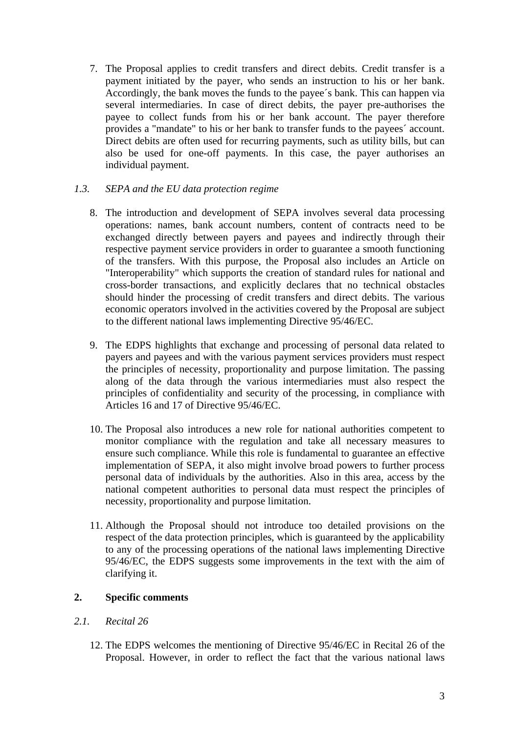7. The Proposal applies to credit transfers and direct debits. Credit transfer is a payment initiated by the payer, who sends an instruction to his or her bank. Accordingly, the bank moves the funds to the payee´s bank. This can happen via several intermediaries. In case of direct debits, the payer pre-authorises the payee to collect funds from his or her bank account. The payer therefore provides a "mandate" to his or her bank to transfer funds to the payees´ account. Direct debits are often used for recurring payments, such as utility bills, but can also be used for one-off payments. In this case, the payer authorises an individual payment.

### *1.3. SEPA and the EU data protection regime*

8. The introduction and development of SEPA involves several data processing operations: names, bank account numbers, content of contracts need to be exchanged directly between payers and payees and indirectly through their respective payment service providers in order to guarantee a smooth functioning of the transfers. With this purpose, the Proposal also includes an Article on "Interoperability" which supports the creation of standard rules for national and cross-border transactions, and explicitly declares that no technical obstacles should hinder the processing of credit transfers and direct debits. The various economic operators involved in the activities covered by the Proposal are subject to the different national laws implementing Directive 95/46/EC.

9. The EDPS highlights that exchange and processing of personal data related to payers and payees and with the various payment services providers must respect the principles of necessity, proportionality and purpose limitation. The passing along of the data through the various intermediaries must also respect the principles of confidentiality and security of the processing, in compliance with Articles 16 and 17 of Directive 95/46/EC.

10. The Proposal also introduces a new role for national authorities competent to monitor compliance with the regulation and take all necessary measures to ensure such compliance. While this role is fundamental to guarantee an effective implementation of SEPA, it also might involve broad powers to further process personal data of individuals by the authorities. Also in this area, access by the national competent authorities to personal data must respect the principles of necessity, proportionality and purpose limitation.

11. Although the Proposal should not introduce too detailed provisions on the respect of the data protection principles, which is guaranteed by the applicability to any of the processing operations of the national laws implementing Directive 95/46/EC, the EDPS suggests some improvements in the text with the aim of clarifying it.

## **2. Specific comments**

### *2.1. Recital 26*

12. The EDPS welcomes the mentioning of Directive 95/46/EC in Recital 26 of the Proposal. However, in order to reflect the fact that the various national laws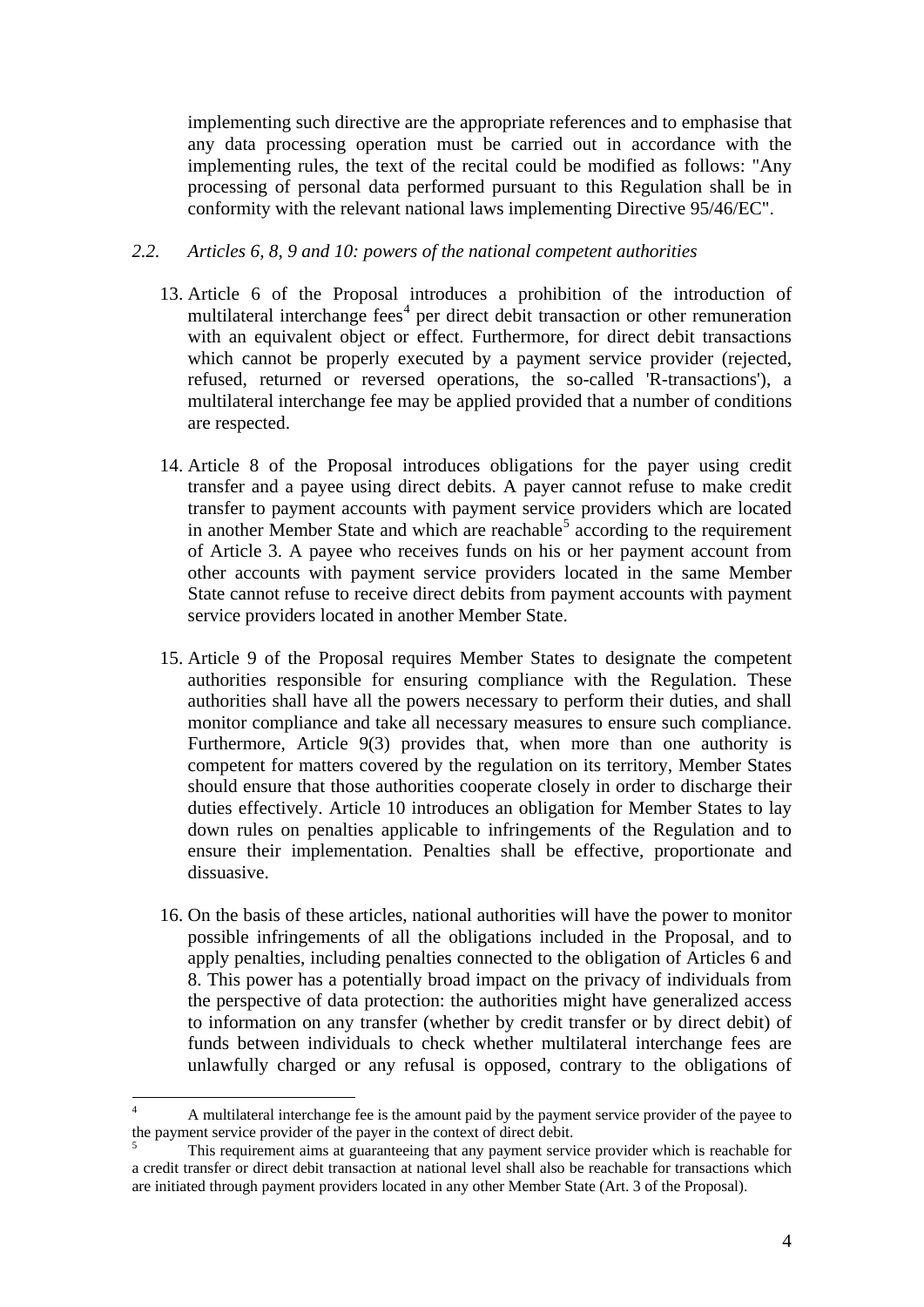implementing such directive are the appropriate references and to emphasise that any data processing operation must be carried out in accordance with the implementing rules, the text of the recital could be modified as follows: "Any processing of personal data performed pursuant to this Regulation shall be in conformity with the relevant national laws implementing Directive 95/46/EC".

### *2.2. Articles 6, 8, 9 and 10: powers of the national competent authorities*

13. Article 6 of the Proposal introduces a prohibition of the introduction of multilateral interchange fees[4] per direct debit transaction or other remuneration with an equivalent object or effect. Furthermore, for direct debit transactions which cannot be properly executed by a payment service provider (rejected, refused, returned or reversed operations, the so-called 'R-transactions'), a multilateral interchange fee may be applied provided that a number of conditions are respected.

14. Article 8 of the Proposal introduces obligations for the payer using credit transfer and a payee using direct debits. A payer cannot refuse to make credit transfer to payment accounts with payment service providers which are located in another Member State and which are reachable[5] according to the requirement of Article 3. A payee who receives funds on his or her payment account from other accounts with payment service providers located in the same Member State cannot refuse to receive direct debits from payment accounts with payment service providers located in another Member State.

15. Article 9 of the Proposal requires Member States to designate the competent authorities responsible for ensuring compliance with the Regulation. These authorities shall have all the powers necessary to perform their duties, and shall monitor compliance and take all necessary measures to ensure such compliance. Furthermore, Article 9(3) provides that, when more than one authority is competent for matters covered by the regulation on its territory, Member States should ensure that those authorities cooperate closely in order to discharge their duties effectively. Article 10 introduces an obligation for Member States to lay down rules on penalties applicable to infringements of the Regulation and to ensure their implementation. Penalties shall be effective, proportionate and dissuasive.

16. On the basis of these articles, national authorities will have the power to monitor possible infringements of all the obligations included in the Proposal, and to apply penalties, including penalties connected to the obligation of Articles 6 and 8. This power has a potentially broad impact on the privacy of individuals from the perspective of data protection: the authorities might have generalized access to information on any transfer (whether by credit transfer or by direct debit) of funds between individuals to check whether multilateral interchange fees are unlawfully charged or any refusal is opposed, contrary to the obligations of

---

[4] A multilateral interchange fee is the amount paid by the payment service provider of the payee to the payment service provider of the payer in the context of direct debit.

[5] This requirement aims at guaranteeing that any payment service provider which is reachable for a credit transfer or direct debit transaction at national level shall also be reachable for transactions which are initiated through payment providers located in any other Member State (Art. 3 of the Proposal).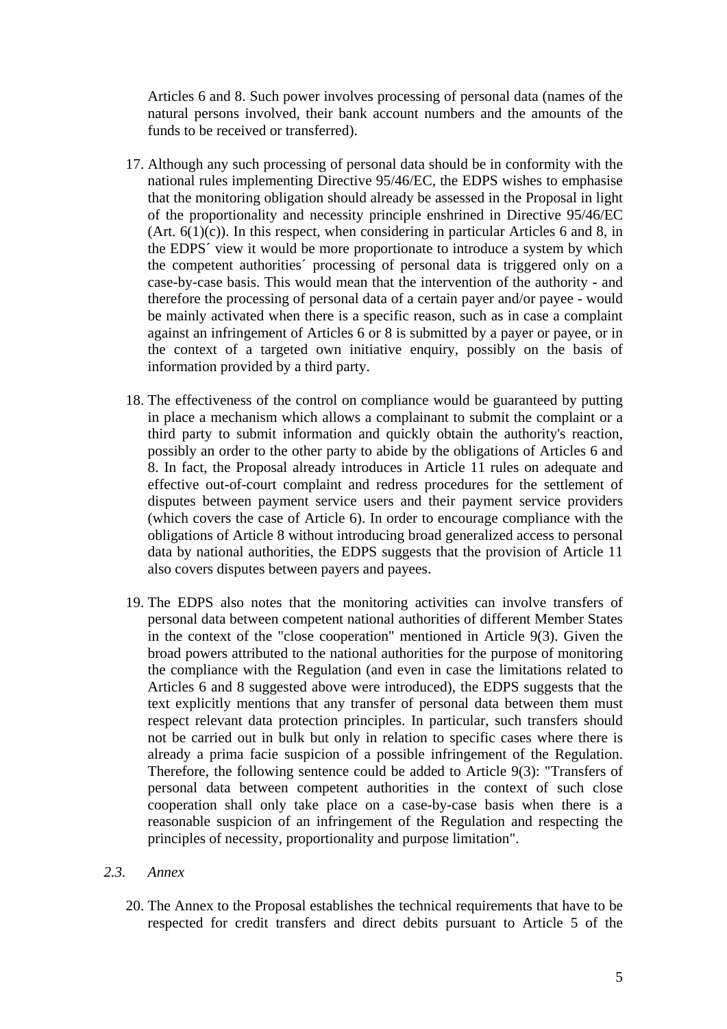Articles 6 and 8. Such power involves processing of personal data (names of the natural persons involved, their bank account numbers and the amounts of the funds to be received or transferred).

17. Although any such processing of personal data should be in conformity with the national rules implementing Directive 95/46/EC, the EDPS wishes to emphasise that the monitoring obligation should already be assessed in the Proposal in light of the proportionality and necessity principle enshrined in Directive 95/46/EC (Art. 6(1)(c)). In this respect, when considering in particular Articles 6 and 8, in the EDPS´ view it would be more proportionate to introduce a system by which the competent authorities´ processing of personal data is triggered only on a case-by-case basis. This would mean that the intervention of the authority - and therefore the processing of personal data of a certain payer and/or payee - would be mainly activated when there is a specific reason, such as in case a complaint against an infringement of Articles 6 or 8 is submitted by a payer or payee, or in the context of a targeted own initiative enquiry, possibly on the basis of information provided by a third party.

18. The effectiveness of the control on compliance would be guaranteed by putting in place a mechanism which allows a complainant to submit the complaint or a third party to submit information and quickly obtain the authority's reaction, possibly an order to the other party to abide by the obligations of Articles 6 and 8. In fact, the Proposal already introduces in Article 11 rules on adequate and effective out-of-court complaint and redress procedures for the settlement of disputes between payment service users and their payment service providers (which covers the case of Article 6). In order to encourage compliance with the obligations of Article 8 without introducing broad generalized access to personal data by national authorities, the EDPS suggests that the provision of Article 11 also covers disputes between payers and payees.

19. The EDPS also notes that the monitoring activities can involve transfers of personal data between competent national authorities of different Member States in the context of the "close cooperation" mentioned in Article 9(3). Given the broad powers attributed to the national authorities for the purpose of monitoring the compliance with the Regulation (and even in case the limitations related to Articles 6 and 8 suggested above were introduced), the EDPS suggests that the text explicitly mentions that any transfer of personal data between them must respect relevant data protection principles. In particular, such transfers should not be carried out in bulk but only in relation to specific cases where there is already a prima facie suspicion of a possible infringement of the Regulation. Therefore, the following sentence could be added to Article 9(3): "Transfers of personal data between competent authorities in the context of such close cooperation shall only take place on a case-by-case basis when there is a reasonable suspicion of an infringement of the Regulation and respecting the principles of necessity, proportionality and purpose limitation".

### *2.3. Annex*

20. The Annex to the Proposal establishes the technical requirements that have to be respected for credit transfers and direct debits pursuant to Article 5 of the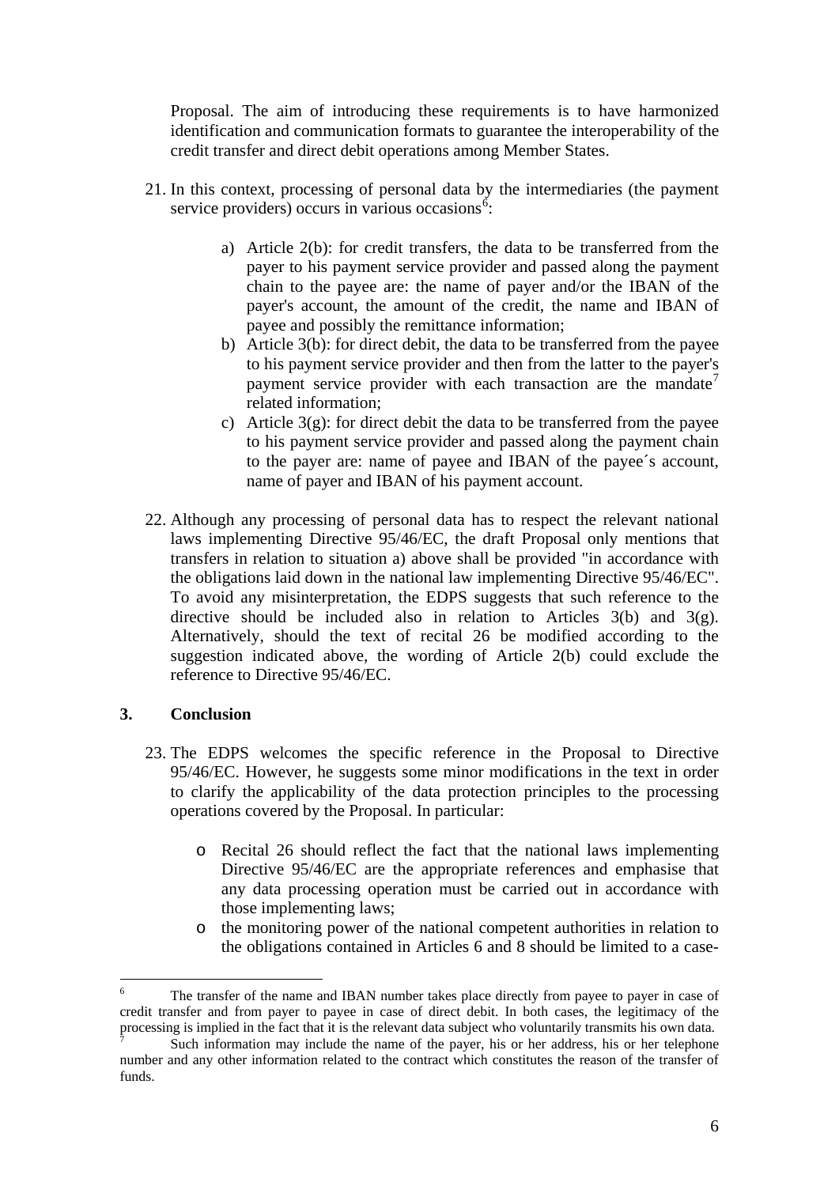Proposal. The aim of introducing these requirements is to have harmonized identification and communication formats to guarantee the interoperability of the credit transfer and direct debit operations among Member States.

21. In this context, processing of personal data by the intermediaries (the payment service providers) occurs in various occasions[6]:

    a) Article 2(b): for credit transfers, the data to be transferred from the payer to his payment service provider and passed along the payment chain to the payee are: the name of payer and/or the IBAN of the payer's account, the amount of the credit, the name and IBAN of payee and possibly the remittance information;
    b) Article 3(b): for direct debit, the data to be transferred from the payee to his payment service provider and then from the latter to the payer's payment service provider with each transaction are the mandate[7] related information;
    c) Article 3(g): for direct debit the data to be transferred from the payee to his payment service provider and passed along the payment chain to the payer are: name of payee and IBAN of the payee´s account, name of payer and IBAN of his payment account.

22. Although any processing of personal data has to respect the relevant national laws implementing Directive 95/46/EC, the draft Proposal only mentions that transfers in relation to situation a) above shall be provided "in accordance with the obligations laid down in the national law implementing Directive 95/46/EC". To avoid any misinterpretation, the EDPS suggests that such reference to the directive should be included also in relation to Articles 3(b) and 3(g). Alternatively, should the text of recital 26 be modified according to the suggestion indicated above, the wording of Article 2(b) could exclude the reference to Directive 95/46/EC.

## 3. Conclusion

23. The EDPS welcomes the specific reference in the Proposal to Directive 95/46/EC. However, he suggests some minor modifications in the text in order to clarify the applicability of the data protection principles to the processing operations covered by the Proposal. In particular:

    - Recital 26 should reflect the fact that the national laws implementing Directive 95/46/EC are the appropriate references and emphasise that any data processing operation must be carried out in accordance with those implementing laws;
    - the monitoring power of the national competent authorities in relation to the obligations contained in Articles 6 and 8 should be limited to a case-

---

[6] The transfer of the name and IBAN number takes place directly from payee to payer in case of credit transfer and from payer to payee in case of direct debit. In both cases, the legitimacy of the processing is implied in the fact that it is the relevant data subject who voluntarily transmits his own data.

[7] Such information may include the name of the payer, his or her address, his or her telephone number and any other information related to the contract which constitutes the reason of the transfer of funds.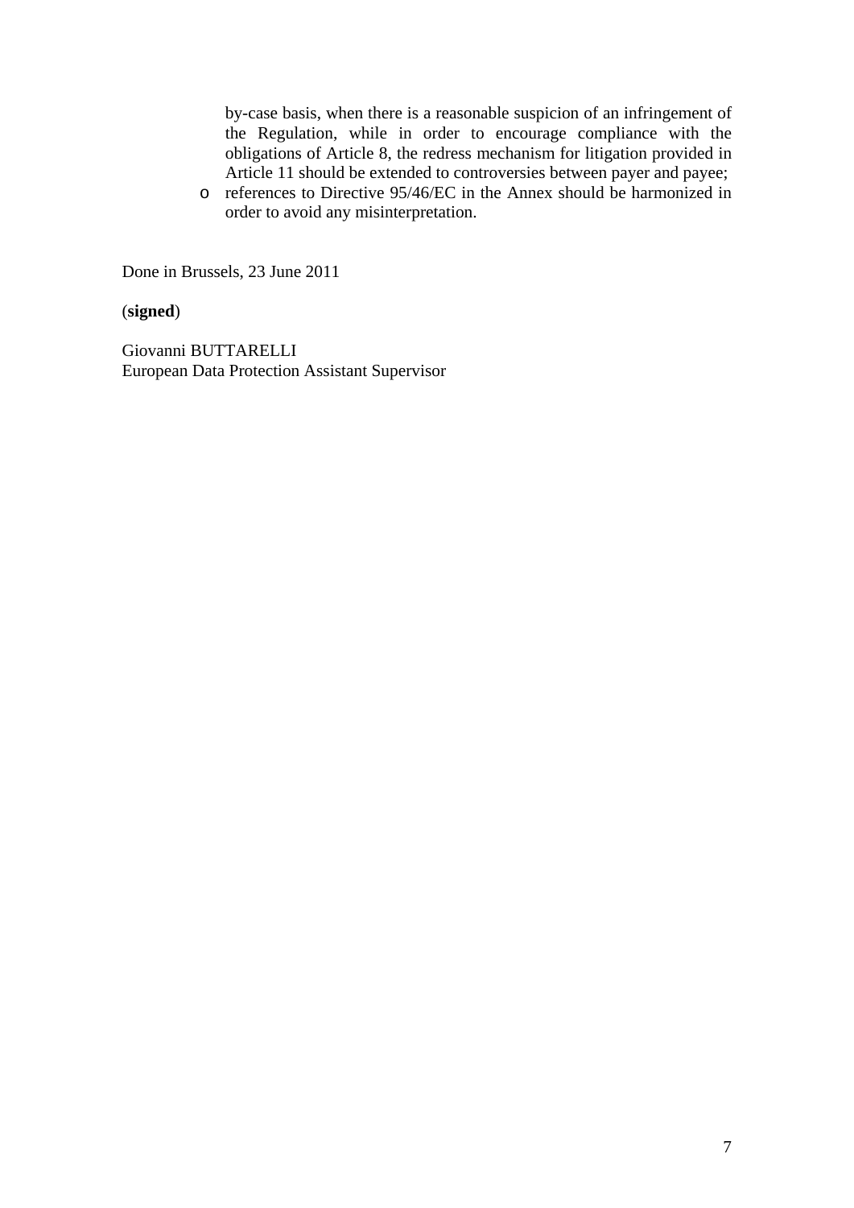by-case basis, when there is a reasonable suspicion of an infringement of the Regulation, while in order to encourage compliance with the obligations of Article 8, the redress mechanism for litigation provided in Article 11 should be extended to controversies between payer and payee;

- references to Directive 95/46/EC in the Annex should be harmonized in order to avoid any misinterpretation.

Done in Brussels, 23 June 2011

(**signed**)

Giovanni BUTTARELLI
European Data Protection Assistant Supervisor